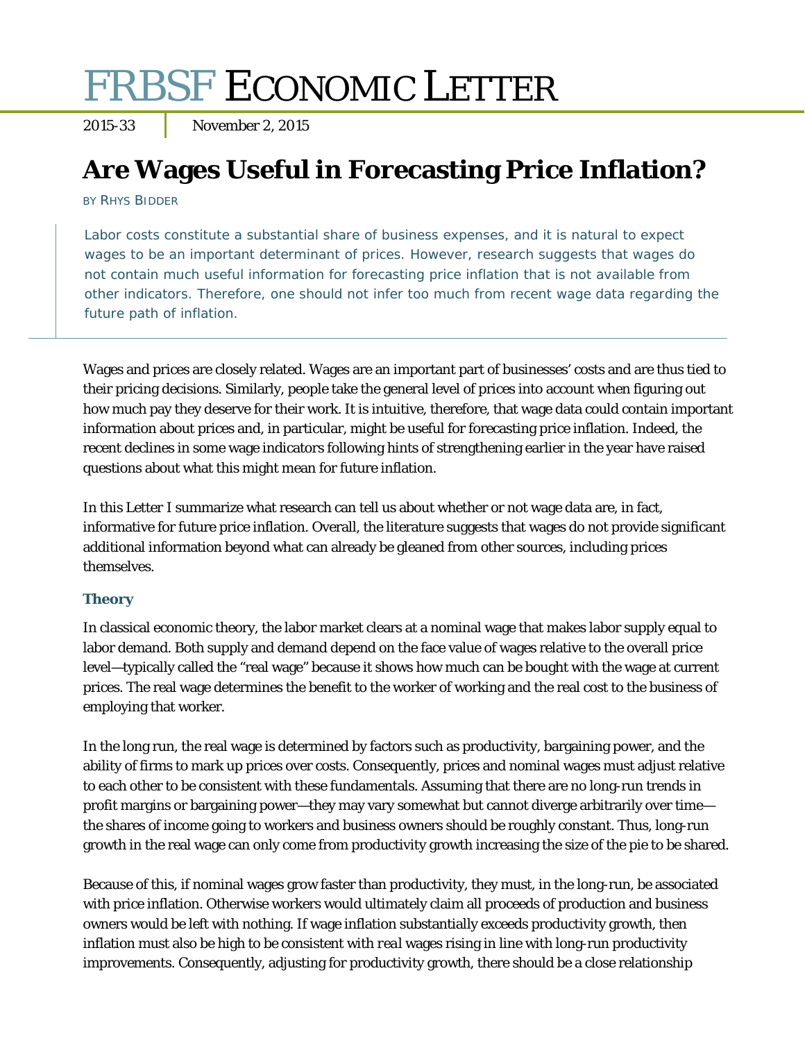# FRBSF ECONOMIC LETTER

2015-33 | November 2, 2015

## Are Wages Useful in Forecasting Price Inflation?

BY RHYS BIDDER

> Labor costs constitute a substantial share of business expenses, and it is natural to expect wages to be an important determinant of prices. However, research suggests that wages do not contain much useful information for forecasting price inflation that is not available from other indicators. Therefore, one should not infer too much from recent wage data regarding the future path of inflation.

Wages and prices are closely related. Wages are an important part of businesses' costs and are thus tied to their pricing decisions. Similarly, people take the general level of prices into account when figuring out how much pay they deserve for their work. It is intuitive, therefore, that wage data could contain important information about prices and, in particular, might be useful for forecasting price inflation. Indeed, the recent declines in some wage indicators following hints of strengthening earlier in the year have raised questions about what this might mean for future inflation.

In this Letter I summarize what research can tell us about whether or not wage data are, in fact, informative for future price inflation. Overall, the literature suggests that wages do not provide significant additional information beyond what can already be gleaned from other sources, including prices themselves.

### Theory

In classical economic theory, the labor market clears at a nominal wage that makes labor supply equal to labor demand. Both supply and demand depend on the face value of wages relative to the overall price level—typically called the "real wage" because it shows how much can be bought with the wage at current prices. The real wage determines the benefit to the worker of working and the real cost to the business of employing that worker.

In the long run, the real wage is determined by factors such as productivity, bargaining power, and the ability of firms to mark up prices over costs. Consequently, prices and nominal wages must adjust relative to each other to be consistent with these fundamentals. Assuming that there are no long-run trends in profit margins or bargaining power—they may vary somewhat but cannot diverge arbitrarily over time—the shares of income going to workers and business owners should be roughly constant. Thus, long-run growth in the real wage can only come from productivity growth increasing the size of the pie to be shared.

Because of this, if nominal wages grow faster than productivity, they must, in the long-run, be associated with price inflation. Otherwise workers would ultimately claim all proceeds of production and business owners would be left with nothing. If wage inflation substantially exceeds productivity growth, then inflation must also be high to be consistent with *real* wages rising in line with long-run productivity improvements. Consequently, adjusting for productivity growth, there should be a close relationship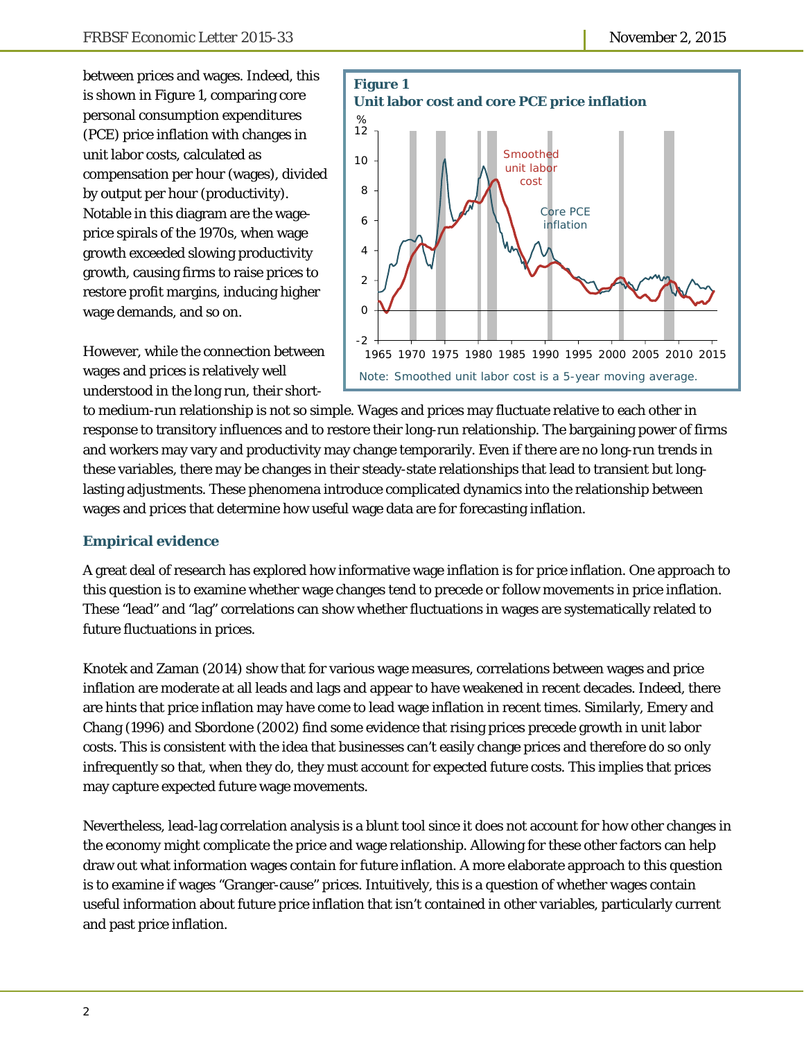between prices and wages. Indeed, this is shown in Figure 1, comparing core personal consumption expenditures (PCE) price inflation with changes in unit labor costs, calculated as compensation per hour (wages), divided by output per hour (productivity). Notable in this diagram are the wage-price spirals of the 1970s, when wage growth exceeded slowing productivity growth, causing firms to raise prices to restore profit margins, inducing higher wage demands, and so on.

**Figure 1**
**Unit labor cost and core PCE price inflation**

Note: Smoothed unit labor cost is a 5-year moving average.

However, while the connection between wages and prices is relatively well understood in the long run, their short- to medium-run relationship is not so simple. Wages and prices may fluctuate relative to each other in response to transitory influences and to restore their long-run relationship. The bargaining power of firms and workers may vary and productivity may change temporarily. Even if there are no long-run trends in these variables, there may be changes in their steady-state relationships that lead to transient but long-lasting adjustments. These phenomena introduce complicated dynamics into the relationship between wages and prices that determine how useful wage data are for forecasting inflation.

## Empirical evidence

A great deal of research has explored how informative wage inflation is for price inflation. One approach to this question is to examine whether wage changes tend to precede or follow movements in price inflation. These "lead" and "lag" correlations can show whether fluctuations in wages are systematically related to future fluctuations in prices.

Knotek and Zaman (2014) show that for various wage measures, correlations between wages and price inflation are moderate at all leads and lags and appear to have weakened in recent decades. Indeed, there are hints that price inflation may have come to lead wage inflation in recent times. Similarly, Emery and Chang (1996) and Sbordone (2002) find some evidence that rising prices precede growth in unit labor costs. This is consistent with the idea that businesses can't easily change prices and therefore do so only infrequently so that, when they do, they must account for expected future costs. This implies that prices may capture expected future wage movements.

Nevertheless, lead-lag correlation analysis is a blunt tool since it does not account for how other changes in the economy might complicate the price and wage relationship. Allowing for these other factors can help draw out what information wages contain for future inflation. A more elaborate approach to this question is to examine if wages "Granger-cause" prices. Intuitively, this is a question of whether wages contain useful information about future price inflation that isn't contained in other variables, particularly current and past price inflation.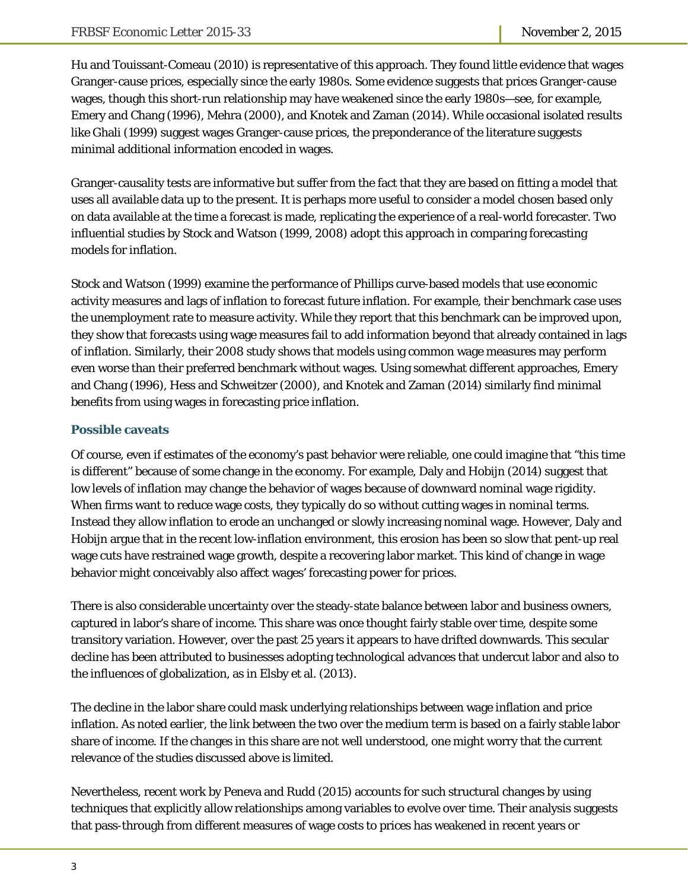Hu and Touissant-Comeau (2010) is representative of this approach. They found little evidence that wages Granger-cause prices, especially since the early 1980s. Some evidence suggests that prices Granger-cause wages, though this short-run relationship may have weakened since the early 1980s—see, for example, Emery and Chang (1996), Mehra (2000), and Knotek and Zaman (2014). While occasional isolated results like Ghali (1999) suggest wages Granger-cause prices, the preponderance of the literature suggests minimal additional information encoded in wages.

Granger-causality tests are informative but suffer from the fact that they are based on fitting a model that uses all available data up to the present. It is perhaps more useful to consider a model chosen based only on data available at the time a forecast is made, replicating the experience of a real-world forecaster. Two influential studies by Stock and Watson (1999, 2008) adopt this approach in comparing forecasting models for inflation.

Stock and Watson (1999) examine the performance of Phillips curve-based models that use economic activity measures and lags of inflation to forecast future inflation. For example, their benchmark case uses the unemployment rate to measure activity. While they report that this benchmark can be improved upon, they show that forecasts using wage measures fail to add information beyond that already contained in lags of inflation. Similarly, their 2008 study shows that models using common wage measures may perform even worse than their preferred benchmark without wages. Using somewhat different approaches, Emery and Chang (1996), Hess and Schweitzer (2000), and Knotek and Zaman (2014) similarly find minimal benefits from using wages in forecasting price inflation.

### Possible caveats

Of course, even if estimates of the economy's past behavior were reliable, one could imagine that "this time is different" because of some change in the economy. For example, Daly and Hobijn (2014) suggest that low levels of inflation may change the behavior of wages because of downward nominal wage rigidity. When firms want to reduce wage costs, they typically do so without cutting wages in nominal terms. Instead they allow inflation to erode an unchanged or slowly increasing nominal wage. However, Daly and Hobijn argue that in the recent low-inflation environment, this erosion has been so slow that pent-up real wage cuts have restrained wage growth, despite a recovering labor market. This kind of change in wage behavior might conceivably also affect wages' forecasting power for prices.

There is also considerable uncertainty over the steady-state balance between labor and business owners, captured in labor's share of income. This share was once thought fairly stable over time, despite some transitory variation. However, over the past 25 years it appears to have drifted downwards. This secular decline has been attributed to businesses adopting technological advances that undercut labor and also to the influences of globalization, as in Elsby et al. (2013).

The decline in the labor share could mask underlying relationships between wage inflation and price inflation. As noted earlier, the link between the two over the medium term is based on a fairly stable labor share of income. If the changes in this share are not well understood, one might worry that the current relevance of the studies discussed above is limited.

Nevertheless, recent work by Peneva and Rudd (2015) accounts for such structural changes by using techniques that explicitly allow relationships among variables to evolve over time. Their analysis suggests that pass-through from different measures of wage costs to prices has weakened in recent years or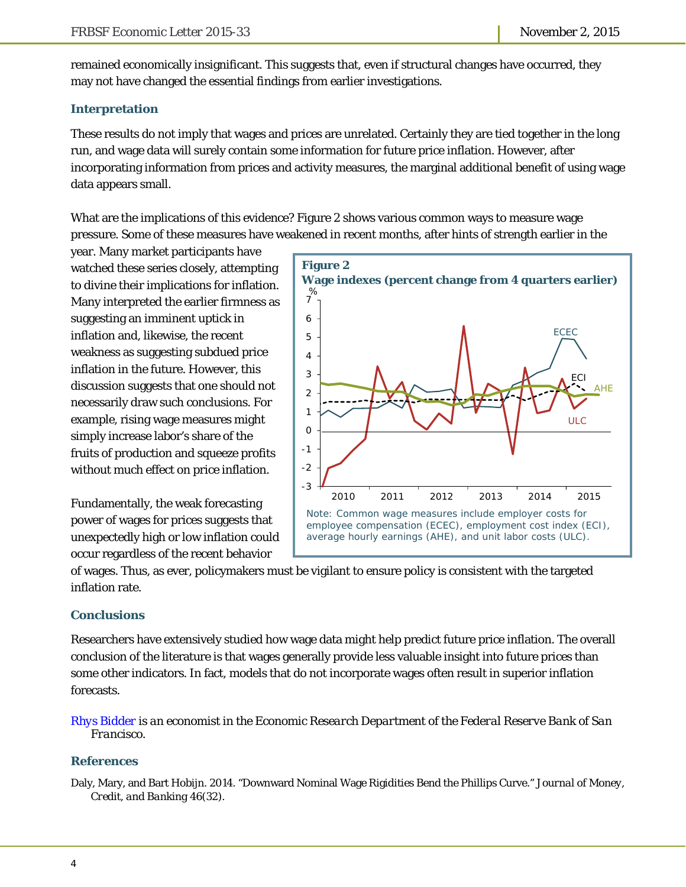remained economically insignificant. This suggests that, even if structural changes have occurred, they may not have changed the essential findings from earlier investigations.

## Interpretation

These results do not imply that wages and prices are unrelated. Certainly they are tied together in the long run, and wage data will surely contain some information for future price inflation. However, after incorporating information from prices and activity measures, the marginal additional benefit of using wage data appears small.

What are the implications of this evidence? Figure 2 shows various common ways to measure wage pressure. Some of these measures have weakened in recent months, after hints of strength earlier in the year. Many market participants have watched these series closely, attempting to divine their implications for inflation. Many interpreted the earlier firmness as suggesting an imminent uptick in inflation and, likewise, the recent weakness as suggesting subdued price inflation in the future. However, this discussion suggests that one should not necessarily draw such conclusions. For example, rising wage measures might simply increase labor's share of the fruits of production and squeeze profits without much effect on price inflation.

**Figure 2**
**Wage indexes (percent change from 4 quarters earlier)**

Note: Common wage measures include employer costs for employee compensation (ECEC), employment cost index (ECI), average hourly earnings (AHE), and unit labor costs (ULC).

Fundamentally, the weak forecasting power of wages for prices suggests that unexpectedly high or low inflation could occur regardless of the recent behavior of wages. Thus, as ever, policymakers must be vigilant to ensure policy is consistent with the targeted inflation rate.

## Conclusions

Researchers have extensively studied how wage data might help predict future price inflation. The overall conclusion of the literature is that wages generally provide less valuable insight into future prices than some other indicators. In fact, models that do not incorporate wages often result in superior inflation forecasts.

Rhys Bidder *is an economist in the Economic Research Department of the Federal Reserve Bank of San Francisco.*

## References

Daly, Mary, and Bart Hobijn. 2014. "Downward Nominal Wage Rigidities Bend the Phillips Curve." *Journal of Money, Credit, and Banking* 46(32).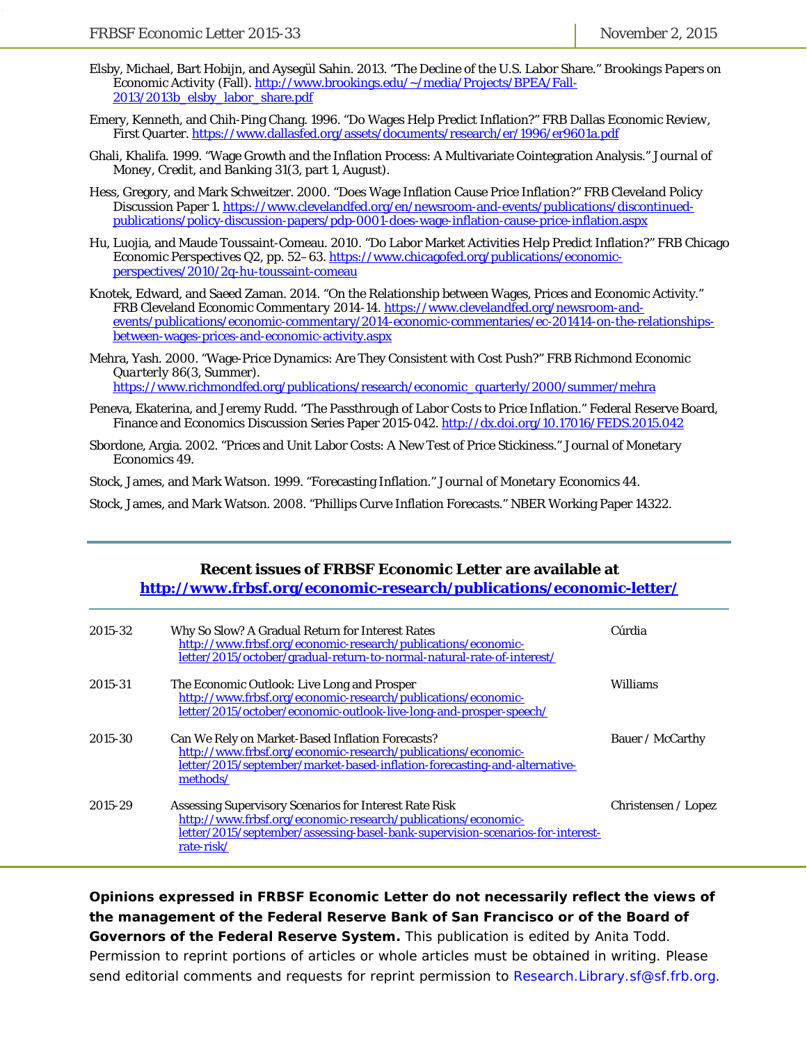Elsby, Michael, Bart Hobijn, and Aysegül Sahin. 2013. "The Decline of the U.S. Labor Share." *Brookings Papers on Economic Activity* (Fall). http://www.brookings.edu/~/media/Projects/BPEA/Fall-2013/2013b_elsby_labor_share.pdf

Emery, Kenneth, and Chih-Ping Chang. 1996. "Do Wages Help Predict Inflation?" FRB Dallas *Economic Review*, First Quarter. https://www.dallasfed.org/assets/documents/research/er/1996/er9601a.pdf

Ghali, Khalifa. 1999. "Wage Growth and the Inflation Process: A Multivariate Cointegration Analysis." *Journal of Money, Credit, and Banking* 31(3, part 1, August).

Hess, Gregory, and Mark Schweitzer. 2000. "Does Wage Inflation Cause Price Inflation?" FRB Cleveland Policy Discussion Paper 1. https://www.clevelandfed.org/en/newsroom-and-events/publications/discontinued-publications/policy-discussion-papers/pdp-0001-does-wage-inflation-cause-price-inflation.aspx

Hu, Luojia, and Maude Toussaint-Comeau. 2010. "Do Labor Market Activities Help Predict Inflation?" FRB Chicago *Economic Perspectives* Q2, pp. 52–63. https://www.chicagofed.org/publications/economic-perspectives/2010/2q-hu-toussaint-comeau

Knotek, Edward, and Saeed Zaman. 2014. "On the Relationship between Wages, Prices and Economic Activity." FRB Cleveland *Economic Commentary* 2014-14. https://www.clevelandfed.org/newsroom-and-events/publications/economic-commentary/2014-economic-commentaries/ec-201414-on-the-relationships-between-wages-prices-and-economic-activity.aspx

Mehra, Yash. 2000. "Wage-Price Dynamics: Are They Consistent with Cost Push?" FRB Richmond *Economic Quarterly* 86(3, Summer). https://www.richmondfed.org/publications/research/economic_quarterly/2000/summer/mehra

Peneva, Ekaterina, and Jeremy Rudd. "The Passthrough of Labor Costs to Price Inflation." Federal Reserve Board, Finance and Economics Discussion Series Paper 2015-042. http://dx.doi.org/10.17016/FEDS.2015.042

Sbordone, Argia. 2002. "Prices and Unit Labor Costs: A New Test of Price Stickiness." *Journal of Monetary Economics* 49.

Stock, James, and Mark Watson. 1999. "Forecasting Inflation." *Journal of Monetary Economics* 44.

Stock, James, and Mark Watson. 2008. "Phillips Curve Inflation Forecasts." NBER Working Paper 14322.

**Recent issues of FRBSF Economic Letter are available at**
**http://www.frbsf.org/economic-research/publications/economic-letter/**

| | | |
|---|---|---|
| 2015-32 | Why So Slow? A Gradual Return for Interest Rates http://www.frbsf.org/economic-research/publications/economic-letter/2015/october/gradual-return-to-normal-natural-rate-of-interest/ | Cúrdia |
| 2015-31 | The Economic Outlook: Live Long and Prosper http://www.frbsf.org/economic-research/publications/economic-letter/2015/october/economic-outlook-live-long-and-prosper-speech/ | Williams |
| 2015-30 | Can We Rely on Market-Based Inflation Forecasts? http://www.frbsf.org/economic-research/publications/economic-letter/2015/september/market-based-inflation-forecasting-and-alternative-methods/ | Bauer / McCarthy |
| 2015-29 | Assessing Supervisory Scenarios for Interest Rate Risk http://www.frbsf.org/economic-research/publications/economic-letter/2015/september/assessing-basel-bank-supervision-scenarios-for-interest-rate-risk/ | Christensen / Lopez |

**Opinions expressed in FRBSF Economic Letter do not necessarily reflect the views of the management of the Federal Reserve Bank of San Francisco or of the Board of Governors of the Federal Reserve System.** This publication is edited by Anita Todd. Permission to reprint portions of articles or whole articles must be obtained in writing. Please send editorial comments and requests for reprint permission to Research.Library.sf@sf.frb.org.